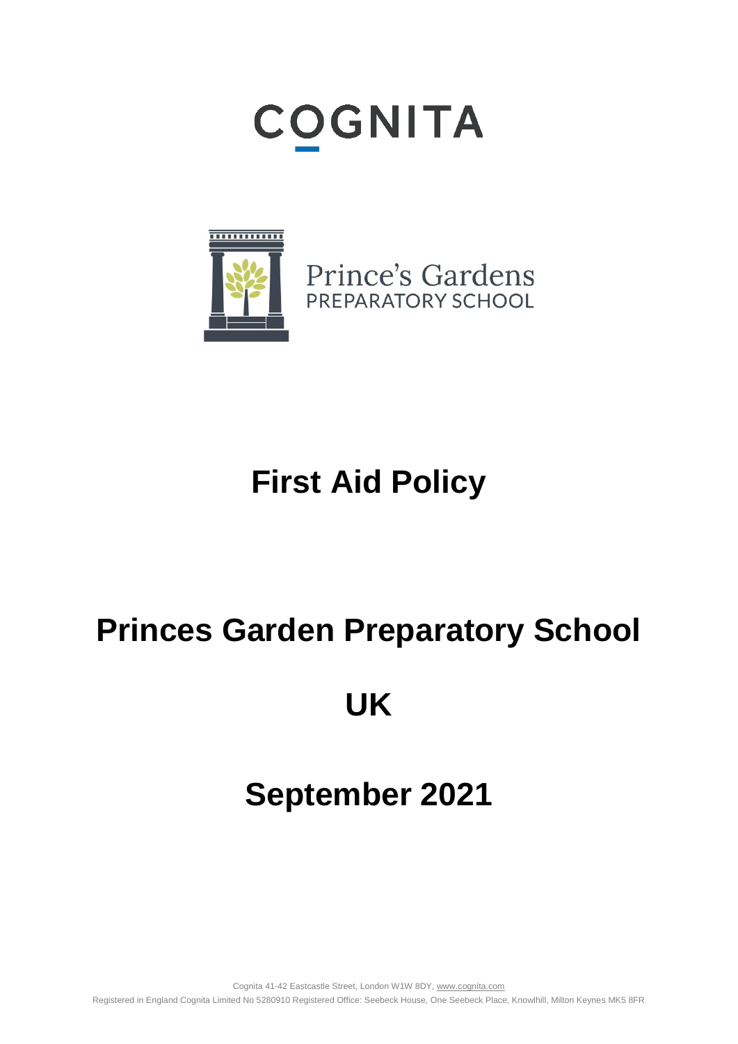COGNITA

Prince's Gardens
PREPARATORY SCHOOL

# First Aid Policy

# Princes Garden Preparatory School

# UK

# September 2021

Cognita 41-42 Eastcastle Street, London W1W 8DY, www.cognita.com

Registered in England Cognita Limited No 5280910 Registered Office: Seebeck House, One Seebeck Place, Knowlhill, Milton Keynes MK5 8FR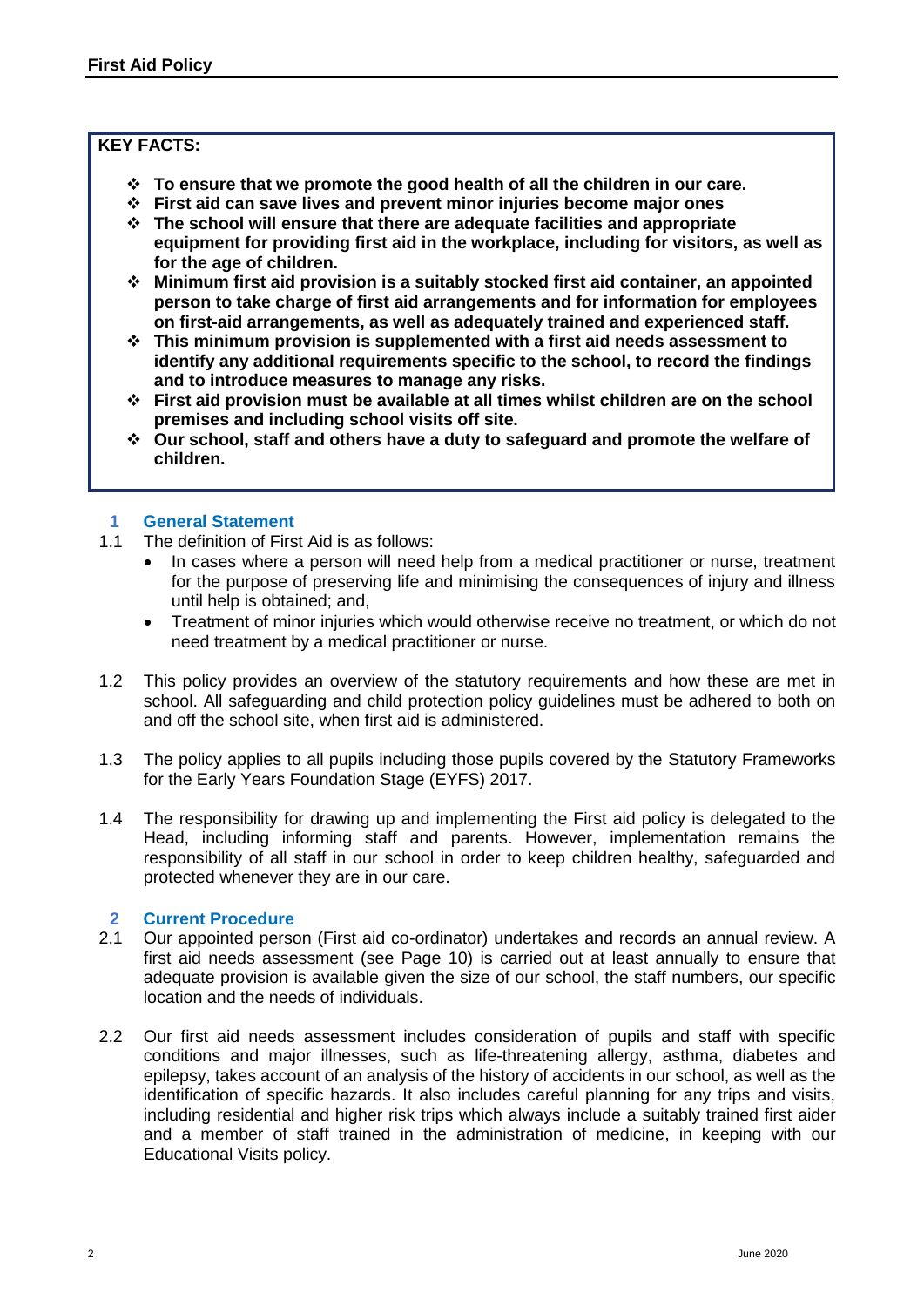**KEY FACTS:**

- **To ensure that we promote the good health of all the children in our care.**
- **First aid can save lives and prevent minor injuries become major ones**
- **The school will ensure that there are adequate facilities and appropriate equipment for providing first aid in the workplace, including for visitors, as well as for the age of children.**
- **Minimum first aid provision is a suitably stocked first aid container, an appointed person to take charge of first aid arrangements and for information for employees on first-aid arrangements, as well as adequately trained and experienced staff.**
- **This minimum provision is supplemented with a first aid needs assessment to identify any additional requirements specific to the school, to record the findings and to introduce measures to manage any risks.**
- **First aid provision must be available at all times whilst children are on the school premises and including school visits off site.**
- **Our school, staff and others have a duty to safeguard and promote the welfare of children.**

## 1 General Statement

1.1 The definition of First Aid is as follows:

- In cases where a person will need help from a medical practitioner or nurse, treatment for the purpose of preserving life and minimising the consequences of injury and illness until help is obtained; and,
- Treatment of minor injuries which would otherwise receive no treatment, or which do not need treatment by a medical practitioner or nurse.

1.2 This policy provides an overview of the statutory requirements and how these are met in school. All safeguarding and child protection policy guidelines must be adhered to both on and off the school site, when first aid is administered.

1.3 The policy applies to all pupils including those pupils covered by the Statutory Frameworks for the Early Years Foundation Stage (EYFS) 2017.

1.4 The responsibility for drawing up and implementing the First aid policy is delegated to the Head, including informing staff and parents. However, implementation remains the responsibility of all staff in our school in order to keep children healthy, safeguarded and protected whenever they are in our care.

## 2 Current Procedure

2.1 Our appointed person (First aid co-ordinator) undertakes and records an annual review. A first aid needs assessment (see Page 10) is carried out at least annually to ensure that adequate provision is available given the size of our school, the staff numbers, our specific location and the needs of individuals.

2.2 Our first aid needs assessment includes consideration of pupils and staff with specific conditions and major illnesses, such as life-threatening allergy, asthma, diabetes and epilepsy, takes account of an analysis of the history of accidents in our school, as well as the identification of specific hazards. It also includes careful planning for any trips and visits, including residential and higher risk trips which always include a suitably trained first aider and a member of staff trained in the administration of medicine, in keeping with our Educational Visits policy.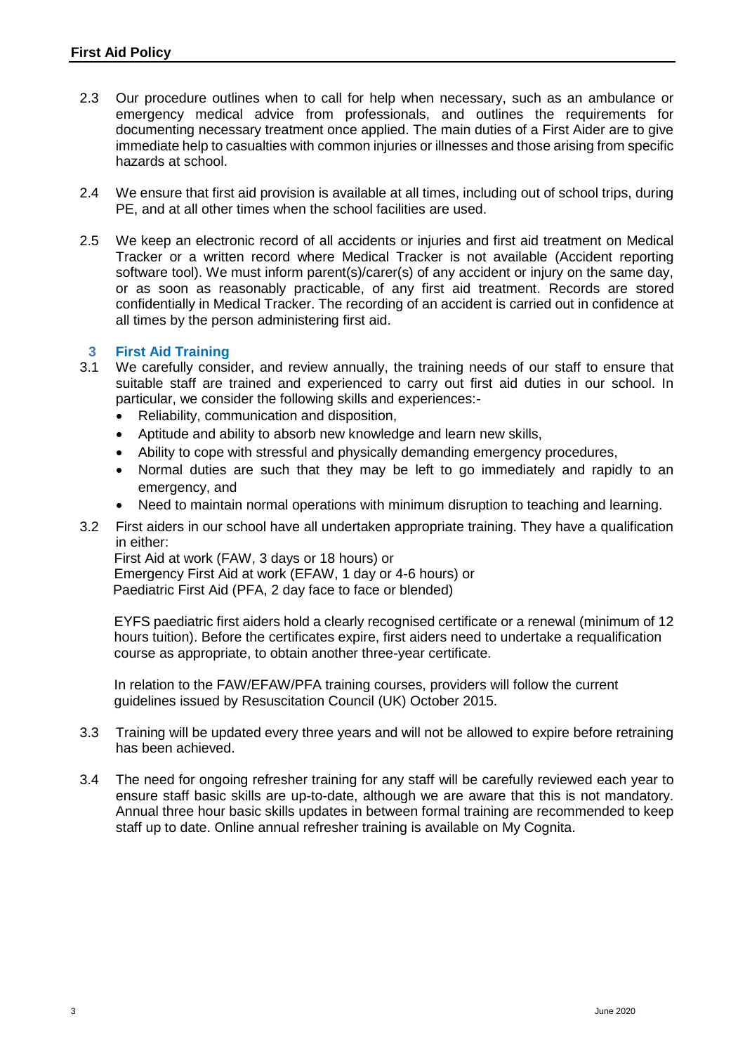2.3 Our procedure outlines when to call for help when necessary, such as an ambulance or emergency medical advice from professionals, and outlines the requirements for documenting necessary treatment once applied. The main duties of a First Aider are to give immediate help to casualties with common injuries or illnesses and those arising from specific hazards at school.

2.4 We ensure that first aid provision is available at all times, including out of school trips, during PE, and at all other times when the school facilities are used.

2.5 We keep an electronic record of all accidents or injuries and first aid treatment on Medical Tracker or a written record where Medical Tracker is not available (Accident reporting software tool). We must inform parent(s)/carer(s) of any accident or injury on the same day, or as soon as reasonably practicable, of any first aid treatment. Records are stored confidentially in Medical Tracker. The recording of an accident is carried out in confidence at all times by the person administering first aid.

## 3 First Aid Training

3.1 We carefully consider, and review annually, the training needs of our staff to ensure that suitable staff are trained and experienced to carry out first aid duties in our school. In particular, we consider the following skills and experiences:-

- Reliability, communication and disposition,
- Aptitude and ability to absorb new knowledge and learn new skills,
- Ability to cope with stressful and physically demanding emergency procedures,
- Normal duties are such that they may be left to go immediately and rapidly to an emergency, and
- Need to maintain normal operations with minimum disruption to teaching and learning.

3.2 First aiders in our school have all undertaken appropriate training. They have a qualification in either:

First Aid at work (FAW, 3 days or 18 hours) or
Emergency First Aid at work (EFAW, 1 day or 4-6 hours) or
Paediatric First Aid (PFA, 2 day face to face or blended)

EYFS paediatric first aiders hold a clearly recognised certificate or a renewal (minimum of 12 hours tuition). Before the certificates expire, first aiders need to undertake a requalification course as appropriate, to obtain another three-year certificate.

In relation to the FAW/EFAW/PFA training courses, providers will follow the current guidelines issued by Resuscitation Council (UK) October 2015.

3.3 Training will be updated every three years and will not be allowed to expire before retraining has been achieved.

3.4 The need for ongoing refresher training for any staff will be carefully reviewed each year to ensure staff basic skills are up-to-date, although we are aware that this is not mandatory. Annual three hour basic skills updates in between formal training are recommended to keep staff up to date. Online annual refresher training is available on My Cognita.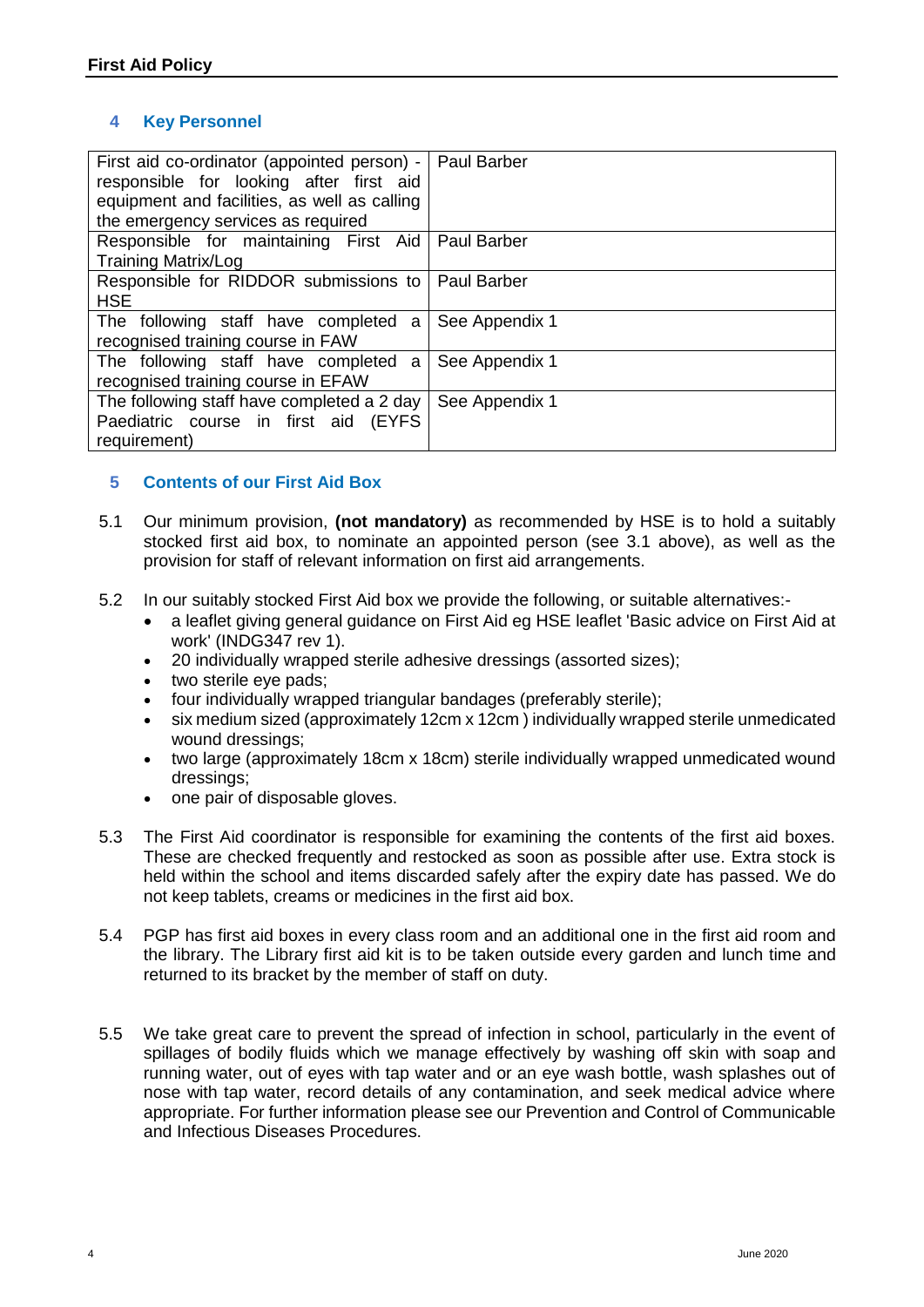## 4 Key Personnel

| | |
|---|---|
| First aid co-ordinator (appointed person) - responsible for looking after first aid equipment and facilities, as well as calling the emergency services as required | Paul Barber |
| Responsible for maintaining First Aid Training Matrix/Log | Paul Barber |
| Responsible for RIDDOR submissions to HSE | Paul Barber |
| The following staff have completed a recognised training course in FAW | See Appendix 1 |
| The following staff have completed a recognised training course in EFAW | See Appendix 1 |
| The following staff have completed a 2 day Paediatric course in first aid (EYFS requirement) | See Appendix 1 |

## 5 Contents of our First Aid Box

5.1 Our minimum provision, **(not mandatory)** as recommended by HSE is to hold a suitably stocked first aid box, to nominate an appointed person (see 3.1 above), as well as the provision for staff of relevant information on first aid arrangements.

5.2 In our suitably stocked First Aid box we provide the following, or suitable alternatives:-

- a leaflet giving general guidance on First Aid eg HSE leaflet 'Basic advice on First Aid at work' (INDG347 rev 1).
- 20 individually wrapped sterile adhesive dressings (assorted sizes);
- two sterile eye pads;
- four individually wrapped triangular bandages (preferably sterile);
- six medium sized (approximately 12cm x 12cm ) individually wrapped sterile unmedicated wound dressings;
- two large (approximately 18cm x 18cm) sterile individually wrapped unmedicated wound dressings;
- one pair of disposable gloves.

5.3 The First Aid coordinator is responsible for examining the contents of the first aid boxes. These are checked frequently and restocked as soon as possible after use. Extra stock is held within the school and items discarded safely after the expiry date has passed. We do not keep tablets, creams or medicines in the first aid box.

5.4 PGP has first aid boxes in every class room and an additional one in the first aid room and the library. The Library first aid kit is to be taken outside every garden and lunch time and returned to its bracket by the member of staff on duty.

5.5 We take great care to prevent the spread of infection in school, particularly in the event of spillages of bodily fluids which we manage effectively by washing off skin with soap and running water, out of eyes with tap water and or an eye wash bottle, wash splashes out of nose with tap water, record details of any contamination, and seek medical advice where appropriate. For further information please see our Prevention and Control of Communicable and Infectious Diseases Procedures.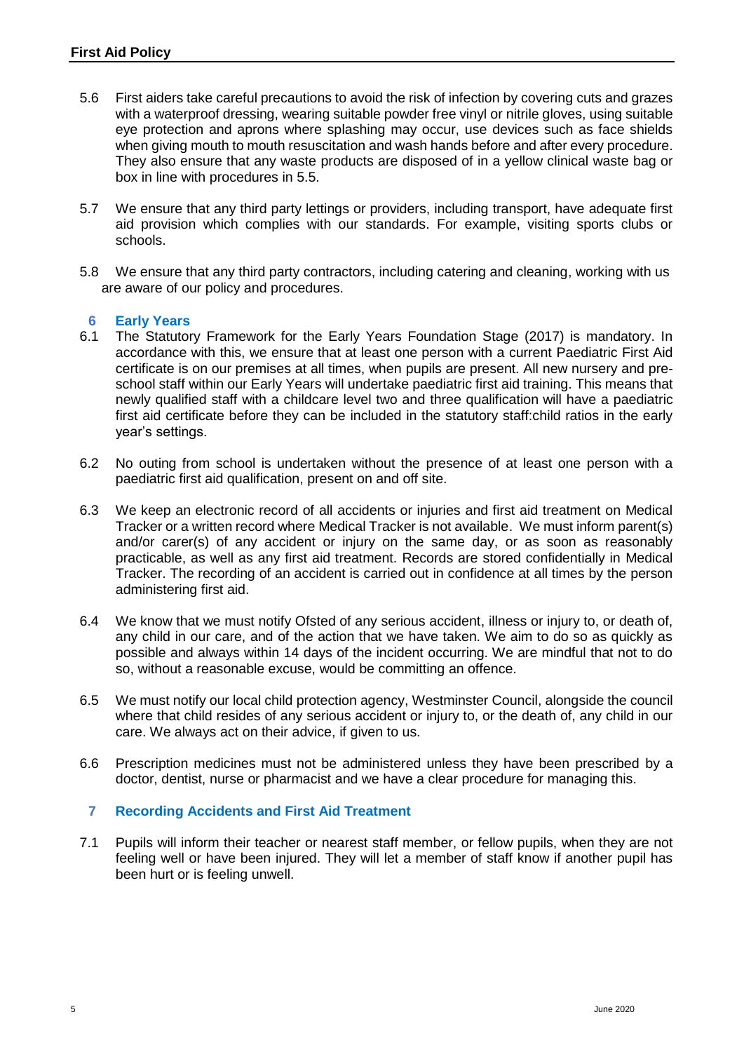5.6 First aiders take careful precautions to avoid the risk of infection by covering cuts and grazes with a waterproof dressing, wearing suitable powder free vinyl or nitrile gloves, using suitable eye protection and aprons where splashing may occur, use devices such as face shields when giving mouth to mouth resuscitation and wash hands before and after every procedure. They also ensure that any waste products are disposed of in a yellow clinical waste bag or box in line with procedures in 5.5.

5.7 We ensure that any third party lettings or providers, including transport, have adequate first aid provision which complies with our standards. For example, visiting sports clubs or schools.

5.8 We ensure that any third party contractors, including catering and cleaning, working with us are aware of our policy and procedures.

## 6 Early Years

6.1 The Statutory Framework for the Early Years Foundation Stage (2017) is mandatory. In accordance with this, we ensure that at least one person with a current Paediatric First Aid certificate is on our premises at all times, when pupils are present. All new nursery and pre-school staff within our Early Years will undertake paediatric first aid training. This means that newly qualified staff with a childcare level two and three qualification will have a paediatric first aid certificate before they can be included in the statutory staff:child ratios in the early year's settings.

6.2 No outing from school is undertaken without the presence of at least one person with a paediatric first aid qualification, present on and off site.

6.3 We keep an electronic record of all accidents or injuries and first aid treatment on Medical Tracker or a written record where Medical Tracker is not available. We must inform parent(s) and/or carer(s) of any accident or injury on the same day, or as soon as reasonably practicable, as well as any first aid treatment. Records are stored confidentially in Medical Tracker. The recording of an accident is carried out in confidence at all times by the person administering first aid.

6.4 We know that we must notify Ofsted of any serious accident, illness or injury to, or death of, any child in our care, and of the action that we have taken. We aim to do so as quickly as possible and always within 14 days of the incident occurring. We are mindful that not to do so, without a reasonable excuse, would be committing an offence.

6.5 We must notify our local child protection agency, Westminster Council, alongside the council where that child resides of any serious accident or injury to, or the death of, any child in our care. We always act on their advice, if given to us.

6.6 Prescription medicines must not be administered unless they have been prescribed by a doctor, dentist, nurse or pharmacist and we have a clear procedure for managing this.

## 7 Recording Accidents and First Aid Treatment

7.1 Pupils will inform their teacher or nearest staff member, or fellow pupils, when they are not feeling well or have been injured. They will let a member of staff know if another pupil has been hurt or is feeling unwell.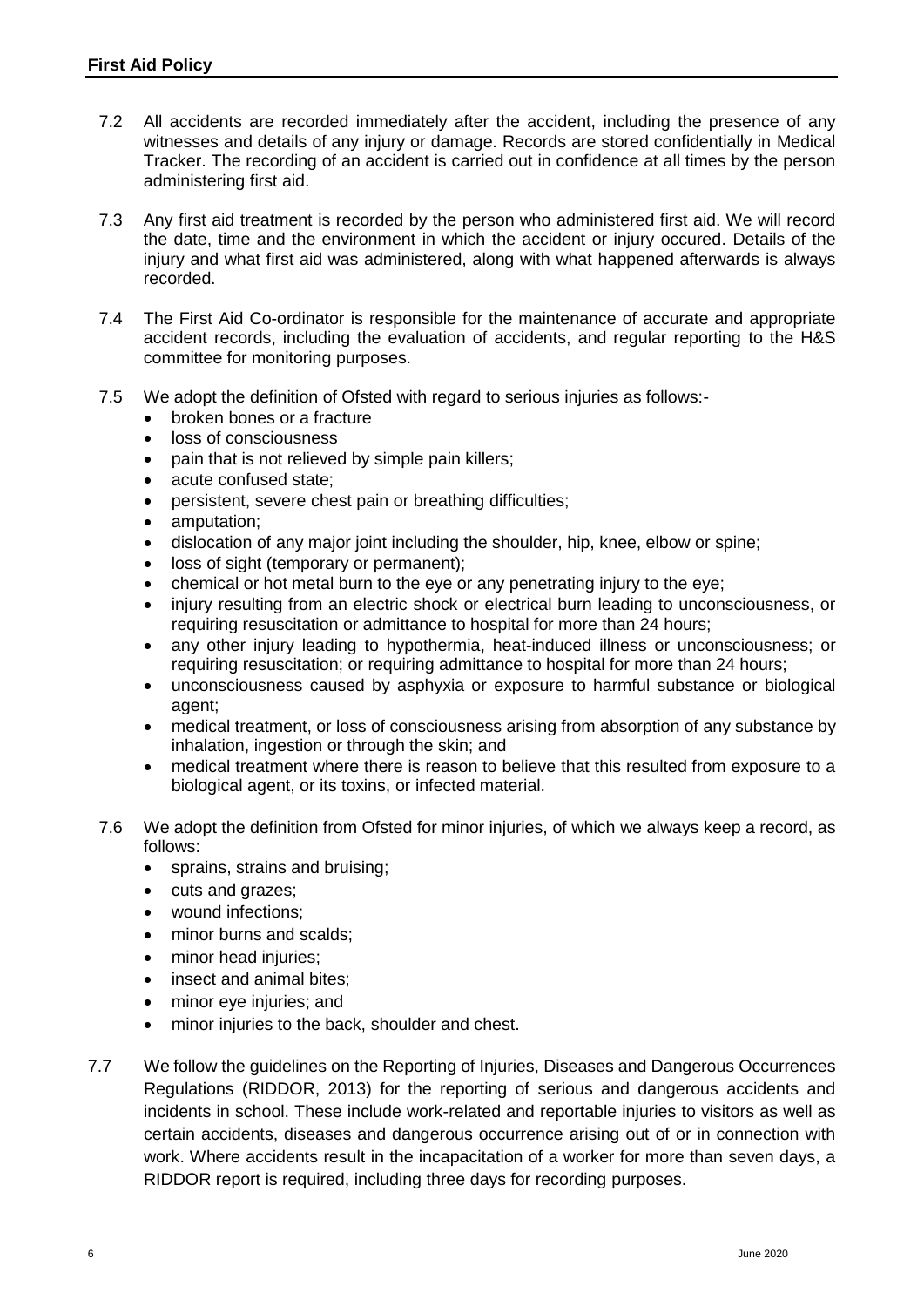7.2 All accidents are recorded immediately after the accident, including the presence of any witnesses and details of any injury or damage. Records are stored confidentially in Medical Tracker. The recording of an accident is carried out in confidence at all times by the person administering first aid.

7.3 Any first aid treatment is recorded by the person who administered first aid. We will record the date, time and the environment in which the accident or injury occured. Details of the injury and what first aid was administered, along with what happened afterwards is always recorded.

7.4 The First Aid Co-ordinator is responsible for the maintenance of accurate and appropriate accident records, including the evaluation of accidents, and regular reporting to the H&S committee for monitoring purposes.

7.5 We adopt the definition of Ofsted with regard to serious injuries as follows:-

- broken bones or a fracture
- loss of consciousness
- pain that is not relieved by simple pain killers;
- acute confused state;
- persistent, severe chest pain or breathing difficulties;
- amputation;
- dislocation of any major joint including the shoulder, hip, knee, elbow or spine;
- loss of sight (temporary or permanent);
- chemical or hot metal burn to the eye or any penetrating injury to the eye;
- injury resulting from an electric shock or electrical burn leading to unconsciousness, or requiring resuscitation or admittance to hospital for more than 24 hours;
- any other injury leading to hypothermia, heat-induced illness or unconsciousness; or requiring resuscitation; or requiring admittance to hospital for more than 24 hours;
- unconsciousness caused by asphyxia or exposure to harmful substance or biological agent;
- medical treatment, or loss of consciousness arising from absorption of any substance by inhalation, ingestion or through the skin; and
- medical treatment where there is reason to believe that this resulted from exposure to a biological agent, or its toxins, or infected material.

7.6 We adopt the definition from Ofsted for minor injuries, of which we always keep a record, as follows:

- sprains, strains and bruising;
- cuts and grazes;
- wound infections;
- minor burns and scalds;
- minor head injuries;
- insect and animal bites;
- minor eye injuries; and
- minor injuries to the back, shoulder and chest.

7.7 We follow the guidelines on the Reporting of Injuries, Diseases and Dangerous Occurrences Regulations (RIDDOR, 2013) for the reporting of serious and dangerous accidents and incidents in school. These include work-related and reportable injuries to visitors as well as certain accidents, diseases and dangerous occurrence arising out of or in connection with work. Where accidents result in the incapacitation of a worker for more than seven days, a RIDDOR report is required, including three days for recording purposes.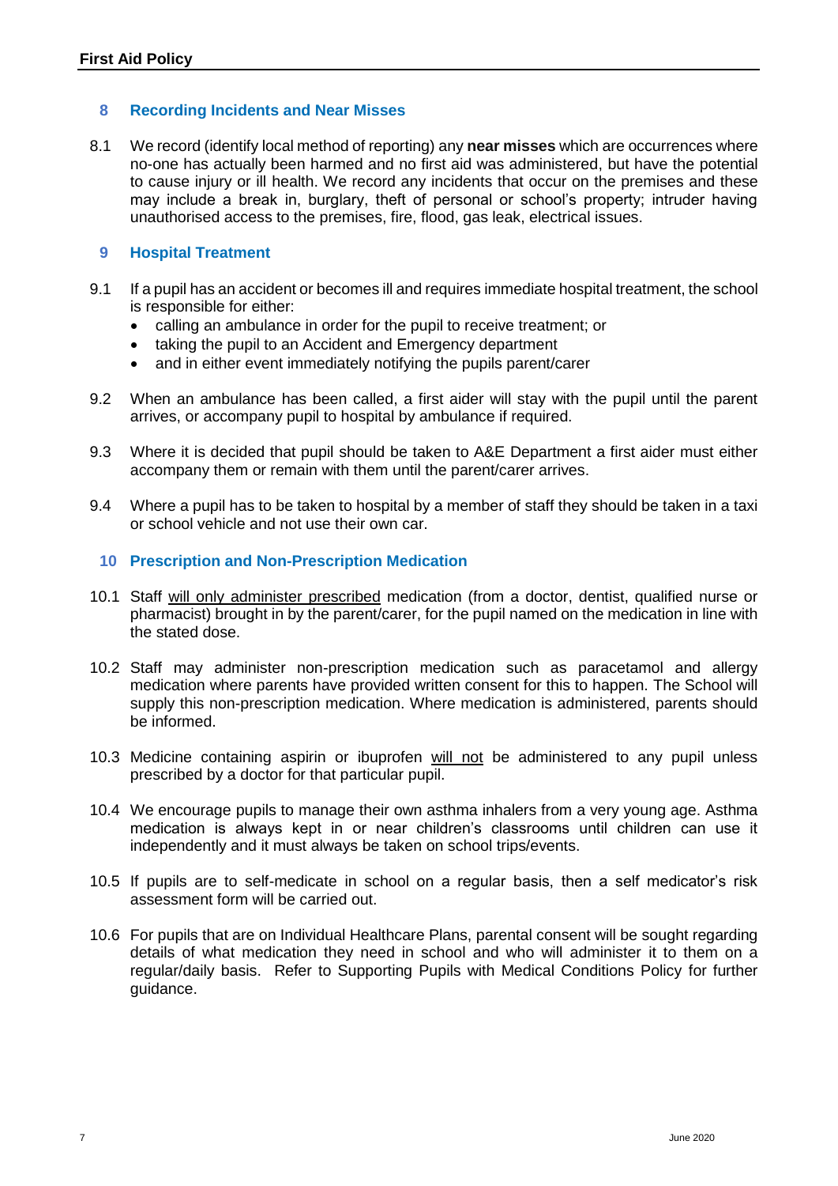## 8 Recording Incidents and Near Misses

8.1 We record (identify local method of reporting) any **near misses** which are occurrences where no-one has actually been harmed and no first aid was administered, but have the potential to cause injury or ill health. We record any incidents that occur on the premises and these may include a break in, burglary, theft of personal or school's property; intruder having unauthorised access to the premises, fire, flood, gas leak, electrical issues.

## 9 Hospital Treatment

9.1 If a pupil has an accident or becomes ill and requires immediate hospital treatment, the school is responsible for either:

- calling an ambulance in order for the pupil to receive treatment; or
- taking the pupil to an Accident and Emergency department
- and in either event immediately notifying the pupils parent/carer

9.2 When an ambulance has been called, a first aider will stay with the pupil until the parent arrives, or accompany pupil to hospital by ambulance if required.

9.3 Where it is decided that pupil should be taken to A&E Department a first aider must either accompany them or remain with them until the parent/carer arrives.

9.4 Where a pupil has to be taken to hospital by a member of staff they should be taken in a taxi or school vehicle and not use their own car.

## 10 Prescription and Non-Prescription Medication

10.1 Staff <u>will only administer prescribed</u> medication (from a doctor, dentist, qualified nurse or pharmacist) brought in by the parent/carer, for the pupil named on the medication in line with the stated dose.

10.2 Staff may administer non-prescription medication such as paracetamol and allergy medication where parents have provided written consent for this to happen. The School will supply this non-prescription medication. Where medication is administered, parents should be informed.

10.3 Medicine containing aspirin or ibuprofen <u>will not</u> be administered to any pupil unless prescribed by a doctor for that particular pupil.

10.4 We encourage pupils to manage their own asthma inhalers from a very young age. Asthma medication is always kept in or near children's classrooms until children can use it independently and it must always be taken on school trips/events.

10.5 If pupils are to self-medicate in school on a regular basis, then a self medicator's risk assessment form will be carried out.

10.6 For pupils that are on Individual Healthcare Plans, parental consent will be sought regarding details of what medication they need in school and who will administer it to them on a regular/daily basis. Refer to Supporting Pupils with Medical Conditions Policy for further guidance.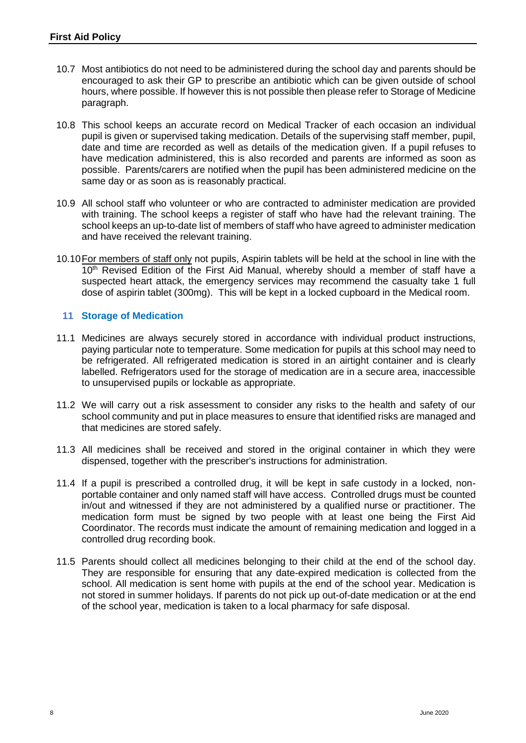10.7 Most antibiotics do not need to be administered during the school day and parents should be encouraged to ask their GP to prescribe an antibiotic which can be given outside of school hours, where possible. If however this is not possible then please refer to Storage of Medicine paragraph.

10.8 This school keeps an accurate record on Medical Tracker of each occasion an individual pupil is given or supervised taking medication. Details of the supervising staff member, pupil, date and time are recorded as well as details of the medication given. If a pupil refuses to have medication administered, this is also recorded and parents are informed as soon as possible. Parents/carers are notified when the pupil has been administered medicine on the same day or as soon as is reasonably practical.

10.9 All school staff who volunteer or who are contracted to administer medication are provided with training. The school keeps a register of staff who have had the relevant training. The school keeps an up-to-date list of members of staff who have agreed to administer medication and have received the relevant training.

10.10 For members of staff only not pupils, Aspirin tablets will be held at the school in line with the 10th Revised Edition of the First Aid Manual, whereby should a member of staff have a suspected heart attack, the emergency services may recommend the casualty take 1 full dose of aspirin tablet (300mg). This will be kept in a locked cupboard in the Medical room.

## 11 Storage of Medication

11.1 Medicines are always securely stored in accordance with individual product instructions, paying particular note to temperature. Some medication for pupils at this school may need to be refrigerated. All refrigerated medication is stored in an airtight container and is clearly labelled. Refrigerators used for the storage of medication are in a secure area, inaccessible to unsupervised pupils or lockable as appropriate.

11.2 We will carry out a risk assessment to consider any risks to the health and safety of our school community and put in place measures to ensure that identified risks are managed and that medicines are stored safely.

11.3 All medicines shall be received and stored in the original container in which they were dispensed, together with the prescriber's instructions for administration.

11.4 If a pupil is prescribed a controlled drug, it will be kept in safe custody in a locked, non-portable container and only named staff will have access. Controlled drugs must be counted in/out and witnessed if they are not administered by a qualified nurse or practitioner. The medication form must be signed by two people with at least one being the First Aid Coordinator. The records must indicate the amount of remaining medication and logged in a controlled drug recording book.

11.5 Parents should collect all medicines belonging to their child at the end of the school day. They are responsible for ensuring that any date-expired medication is collected from the school. All medication is sent home with pupils at the end of the school year. Medication is not stored in summer holidays. If parents do not pick up out-of-date medication or at the end of the school year, medication is taken to a local pharmacy for safe disposal.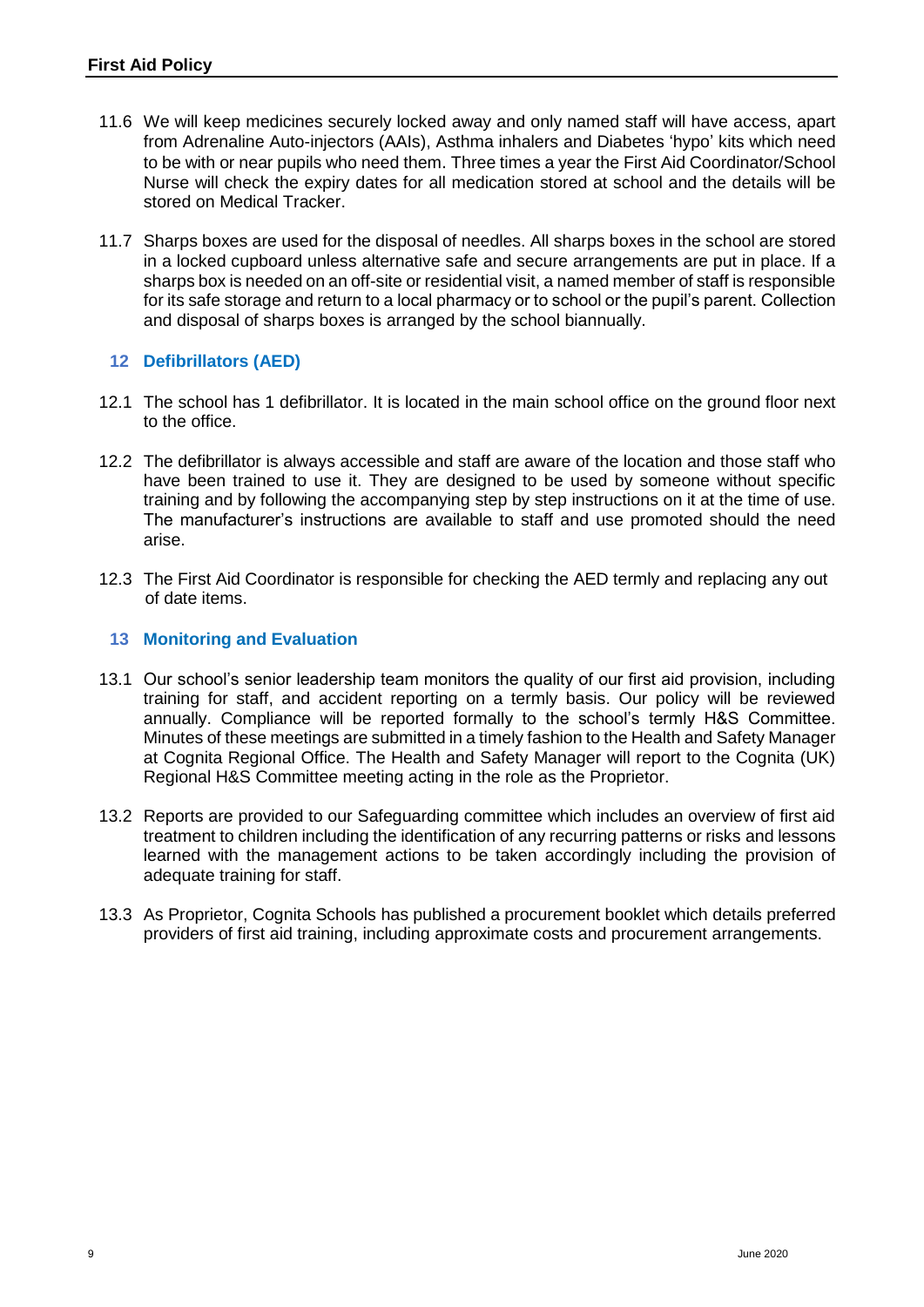11.6 We will keep medicines securely locked away and only named staff will have access, apart from Adrenaline Auto-injectors (AAIs), Asthma inhalers and Diabetes 'hypo' kits which need to be with or near pupils who need them. Three times a year the First Aid Coordinator/School Nurse will check the expiry dates for all medication stored at school and the details will be stored on Medical Tracker.

11.7 Sharps boxes are used for the disposal of needles. All sharps boxes in the school are stored in a locked cupboard unless alternative safe and secure arrangements are put in place. If a sharps box is needed on an off-site or residential visit, a named member of staff is responsible for its safe storage and return to a local pharmacy or to school or the pupil's parent. Collection and disposal of sharps boxes is arranged by the school biannually.

## 12 Defibrillators (AED)

12.1 The school has 1 defibrillator. It is located in the main school office on the ground floor next to the office.

12.2 The defibrillator is always accessible and staff are aware of the location and those staff who have been trained to use it. They are designed to be used by someone without specific training and by following the accompanying step by step instructions on it at the time of use. The manufacturer's instructions are available to staff and use promoted should the need arise.

12.3 The First Aid Coordinator is responsible for checking the AED termly and replacing any out of date items.

## 13 Monitoring and Evaluation

13.1 Our school's senior leadership team monitors the quality of our first aid provision, including training for staff, and accident reporting on a termly basis. Our policy will be reviewed annually. Compliance will be reported formally to the school's termly H&S Committee. Minutes of these meetings are submitted in a timely fashion to the Health and Safety Manager at Cognita Regional Office. The Health and Safety Manager will report to the Cognita (UK) Regional H&S Committee meeting acting in the role as the Proprietor.

13.2 Reports are provided to our Safeguarding committee which includes an overview of first aid treatment to children including the identification of any recurring patterns or risks and lessons learned with the management actions to be taken accordingly including the provision of adequate training for staff.

13.3 As Proprietor, Cognita Schools has published a procurement booklet which details preferred providers of first aid training, including approximate costs and procurement arrangements.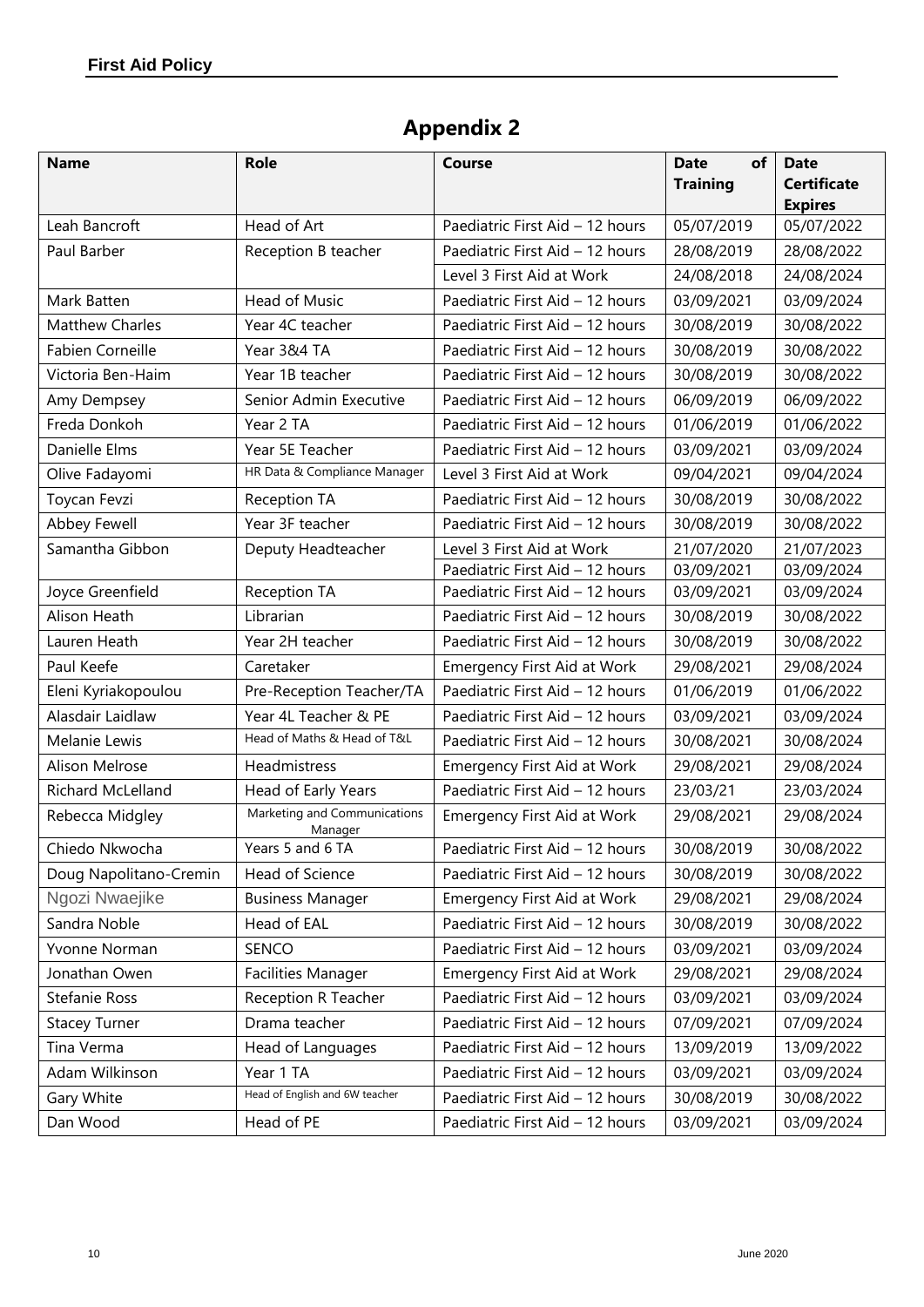## Appendix 2

| Name | Role | Course | Date of Training | Date Certificate Expires |
|---|---|---|---|---|
| Leah Bancroft | Head of Art | Paediatric First Aid – 12 hours | 05/07/2019 | 05/07/2022 |
| Paul Barber | Reception B teacher | Paediatric First Aid – 12 hours | 28/08/2019 | 28/08/2022 |
| | | Level 3 First Aid at Work | 24/08/2018 | 24/08/2024 |
| Mark Batten | Head of Music | Paediatric First Aid – 12 hours | 03/09/2021 | 03/09/2024 |
| Matthew Charles | Year 4C teacher | Paediatric First Aid – 12 hours | 30/08/2019 | 30/08/2022 |
| Fabien Corneille | Year 3&4 TA | Paediatric First Aid – 12 hours | 30/08/2019 | 30/08/2022 |
| Victoria Ben-Haim | Year 1B teacher | Paediatric First Aid – 12 hours | 30/08/2019 | 30/08/2022 |
| Amy Dempsey | Senior Admin Executive | Paediatric First Aid – 12 hours | 06/09/2019 | 06/09/2022 |
| Freda Donkoh | Year 2 TA | Paediatric First Aid – 12 hours | 01/06/2019 | 01/06/2022 |
| Danielle Elms | Year 5E Teacher | Paediatric First Aid – 12 hours | 03/09/2021 | 03/09/2024 |
| Olive Fadayomi | HR Data & Compliance Manager | Level 3 First Aid at Work | 09/04/2021 | 09/04/2024 |
| Toycan Fevzi | Reception TA | Paediatric First Aid – 12 hours | 30/08/2019 | 30/08/2022 |
| Abbey Fewell | Year 3F teacher | Paediatric First Aid – 12 hours | 30/08/2019 | 30/08/2022 |
| Samantha Gibbon | Deputy Headteacher | Level 3 First Aid at Work | 21/07/2020 | 21/07/2023 |
| | | Paediatric First Aid – 12 hours | 03/09/2021 | 03/09/2024 |
| Joyce Greenfield | Reception TA | Paediatric First Aid – 12 hours | 03/09/2021 | 03/09/2024 |
| Alison Heath | Librarian | Paediatric First Aid – 12 hours | 30/08/2019 | 30/08/2022 |
| Lauren Heath | Year 2H teacher | Paediatric First Aid – 12 hours | 30/08/2019 | 30/08/2022 |
| Paul Keefe | Caretaker | Emergency First Aid at Work | 29/08/2021 | 29/08/2024 |
| Eleni Kyriakopoulou | Pre-Reception Teacher/TA | Paediatric First Aid – 12 hours | 01/06/2019 | 01/06/2022 |
| Alasdair Laidlaw | Year 4L Teacher & PE | Paediatric First Aid – 12 hours | 03/09/2021 | 03/09/2024 |
| Melanie Lewis | Head of Maths & Head of T&L | Paediatric First Aid – 12 hours | 30/08/2021 | 30/08/2024 |
| Alison Melrose | Headmistress | Emergency First Aid at Work | 29/08/2021 | 29/08/2024 |
| Richard McLelland | Head of Early Years | Paediatric First Aid – 12 hours | 23/03/21 | 23/03/2024 |
| Rebecca Midgley | Marketing and Communications Manager | Emergency First Aid at Work | 29/08/2021 | 29/08/2024 |
| Chiedo Nkwocha | Years 5 and 6 TA | Paediatric First Aid – 12 hours | 30/08/2019 | 30/08/2022 |
| Doug Napolitano-Cremin | Head of Science | Paediatric First Aid – 12 hours | 30/08/2019 | 30/08/2022 |
| Ngozi Nwaejike | Business Manager | Emergency First Aid at Work | 29/08/2021 | 29/08/2024 |
| Sandra Noble | Head of EAL | Paediatric First Aid – 12 hours | 30/08/2019 | 30/08/2022 |
| Yvonne Norman | SENCO | Paediatric First Aid – 12 hours | 03/09/2021 | 03/09/2024 |
| Jonathan Owen | Facilities Manager | Emergency First Aid at Work | 29/08/2021 | 29/08/2024 |
| Stefanie Ross | Reception R Teacher | Paediatric First Aid – 12 hours | 03/09/2021 | 03/09/2024 |
| Stacey Turner | Drama teacher | Paediatric First Aid – 12 hours | 07/09/2021 | 07/09/2024 |
| Tina Verma | Head of Languages | Paediatric First Aid – 12 hours | 13/09/2019 | 13/09/2022 |
| Adam Wilkinson | Year 1 TA | Paediatric First Aid – 12 hours | 03/09/2021 | 03/09/2024 |
| Gary White | Head of English and 6W teacher | Paediatric First Aid – 12 hours | 30/08/2019 | 30/08/2022 |
| Dan Wood | Head of PE | Paediatric First Aid – 12 hours | 03/09/2021 | 03/09/2024 |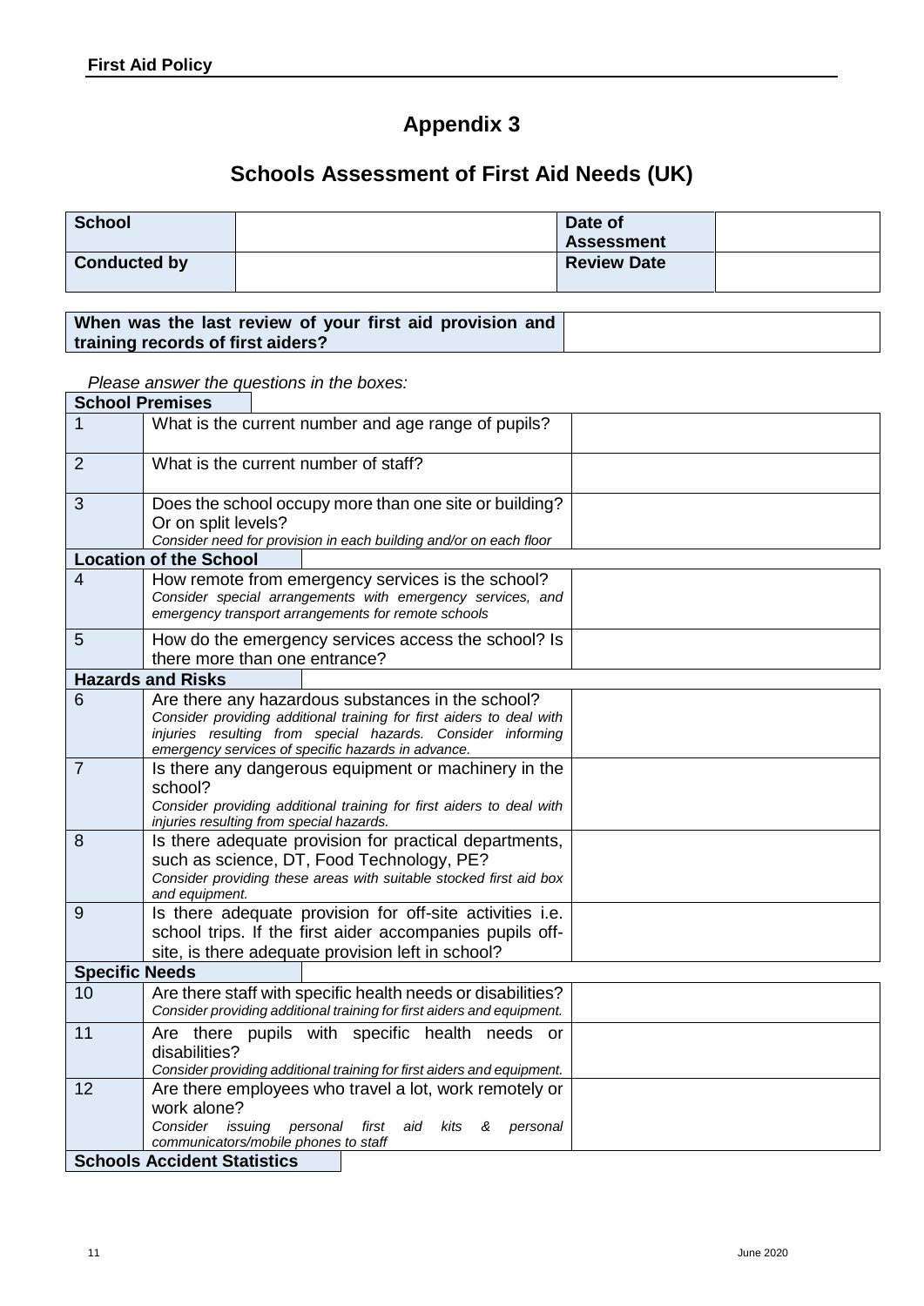# Appendix 3

## Schools Assessment of First Aid Needs (UK)

| **School** | | **Date of Assessment** | |
|---|---|---|---|
| **Conducted by** | | **Review Date** | |

| **When was the last review of your first aid provision and training records of first aiders?** | |
|---|---|

*Please answer the questions in the boxes:*

| **School Premises** | | |
|---|---|---|
| 1 | What is the current number and age range of pupils? | |
| 2 | What is the current number of staff? | |
| 3 | Does the school occupy more than one site or building? Or on split levels?<br>*Consider need for provision in each building and/or on each floor* | |
| **Location of the School** | | |
| 4 | How remote from emergency services is the school?<br>*Consider special arrangements with emergency services, and emergency transport arrangements for remote schools* | |
| 5 | How do the emergency services access the school? Is there more than one entrance? | |
| **Hazards and Risks** | | |
| 6 | Are there any hazardous substances in the school?<br>*Consider providing additional training for first aiders to deal with injuries resulting from special hazards. Consider informing emergency services of specific hazards in advance.* | |
| 7 | Is there any dangerous equipment or machinery in the school?<br>*Consider providing additional training for first aiders to deal with injuries resulting from special hazards.* | |
| 8 | Is there adequate provision for practical departments, such as science, DT, Food Technology, PE?<br>*Consider providing these areas with suitable stocked first aid box and equipment.* | |
| 9 | Is there adequate provision for off-site activities i.e. school trips. If the first aider accompanies pupils off-site, is there adequate provision left in school? | |
| **Specific Needs** | | |
| 10 | Are there staff with specific health needs or disabilities?<br>*Consider providing additional training for first aiders and equipment.* | |
| 11 | Are there pupils with specific health needs or disabilities?<br>*Consider providing additional training for first aiders and equipment.* | |
| 12 | Are there employees who travel a lot, work remotely or work alone?<br>*Consider issuing personal first aid kits & personal communicators/mobile phones to staff* | |
| **Schools Accident Statistics** | | |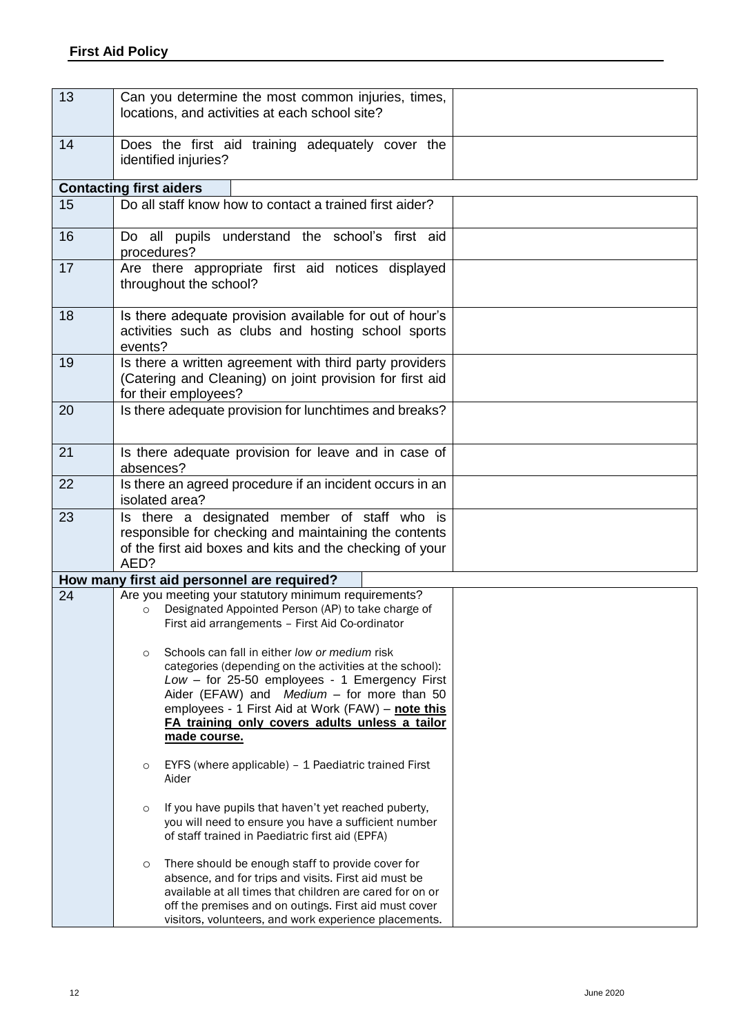| | | |
|---|---|---|
| 13 | Can you determine the most common injuries, times, locations, and activities at each school site? | |
| 14 | Does the first aid training adequately cover the identified injuries? | |
| **Contacting first aiders** | | |
| 15 | Do all staff know how to contact a trained first aider? | |
| 16 | Do all pupils understand the school's first aid procedures? | |
| 17 | Are there appropriate first aid notices displayed throughout the school? | |
| 18 | Is there adequate provision available for out of hour's activities such as clubs and hosting school sports events? | |
| 19 | Is there a written agreement with third party providers (Catering and Cleaning) on joint provision for first aid for their employees? | |
| 20 | Is there adequate provision for lunchtimes and breaks? | |
| 21 | Is there adequate provision for leave and in case of absences? | |
| 22 | Is there an agreed procedure if an incident occurs in an isolated area? | |
| 23 | Is there a designated member of staff who is responsible for checking and maintaining the contents of the first aid boxes and kits and the checking of your AED? | |
| **How many first aid personnel are required?** | | |
| 24 | Are you meeting your statutory minimum requirements?<br>○ Designated Appointed Person (AP) to take charge of First aid arrangements – First Aid Co-ordinator<br>○ Schools can fall in either *low or medium* risk categories (depending on the activities at the school): *Low* – for 25-50 employees - 1 Emergency First Aider (EFAW) and *Medium* – for more than 50 employees - 1 First Aid at Work (FAW) – **<u>note this FA training only covers adults unless a tailor made course.</u>**<br>○ EYFS (where applicable) – 1 Paediatric trained First Aider<br>○ If you have pupils that haven't yet reached puberty, you will need to ensure you have a sufficient number of staff trained in Paediatric first aid (EPFA)<br>○ There should be enough staff to provide cover for absence, and for trips and visits. First aid must be available at all times that children are cared for on or off the premises and on outings. First aid must cover visitors, volunteers, and work experience placements. | |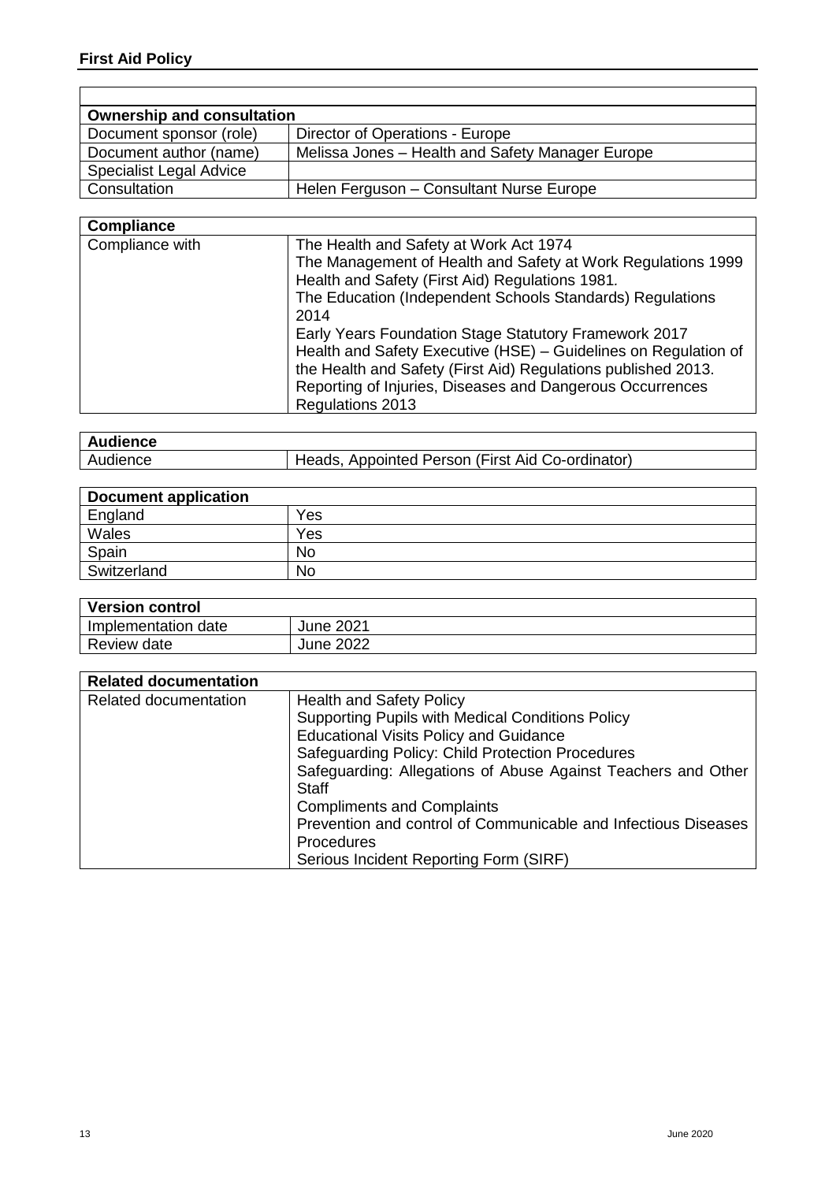| | |
|---|---|
| **Ownership and consultation** | |
| Document sponsor (role) | Director of Operations - Europe |
| Document author (name) | Melissa Jones – Health and Safety Manager Europe |
| Specialist Legal Advice | |
| Consultation | Helen Ferguson – Consultant Nurse Europe |

| **Compliance** | |
|---|---|
| Compliance with | The Health and Safety at Work Act 1974<br>The Management of Health and Safety at Work Regulations 1999<br>Health and Safety (First Aid) Regulations 1981.<br>The Education (Independent Schools Standards) Regulations 2014<br>Early Years Foundation Stage Statutory Framework 2017<br>Health and Safety Executive (HSE) – Guidelines on Regulation of the Health and Safety (First Aid) Regulations published 2013.<br>Reporting of Injuries, Diseases and Dangerous Occurrences Regulations 2013 |

| **Audience** | |
|---|---|
| Audience | Heads, Appointed Person (First Aid Co-ordinator) |

| **Document application** | |
|---|---|
| England | Yes |
| Wales | Yes |
| Spain | No |
| Switzerland | No |

| **Version control** | |
|---|---|
| Implementation date | June 2021 |
| Review date | June 2022 |

| **Related documentation** | |
|---|---|
| Related documentation | Health and Safety Policy<br>Supporting Pupils with Medical Conditions Policy<br>Educational Visits Policy and Guidance<br>Safeguarding Policy: Child Protection Procedures<br>Safeguarding: Allegations of Abuse Against Teachers and Other Staff<br>Compliments and Complaints<br>Prevention and control of Communicable and Infectious Diseases Procedures<br>Serious Incident Reporting Form (SIRF) |